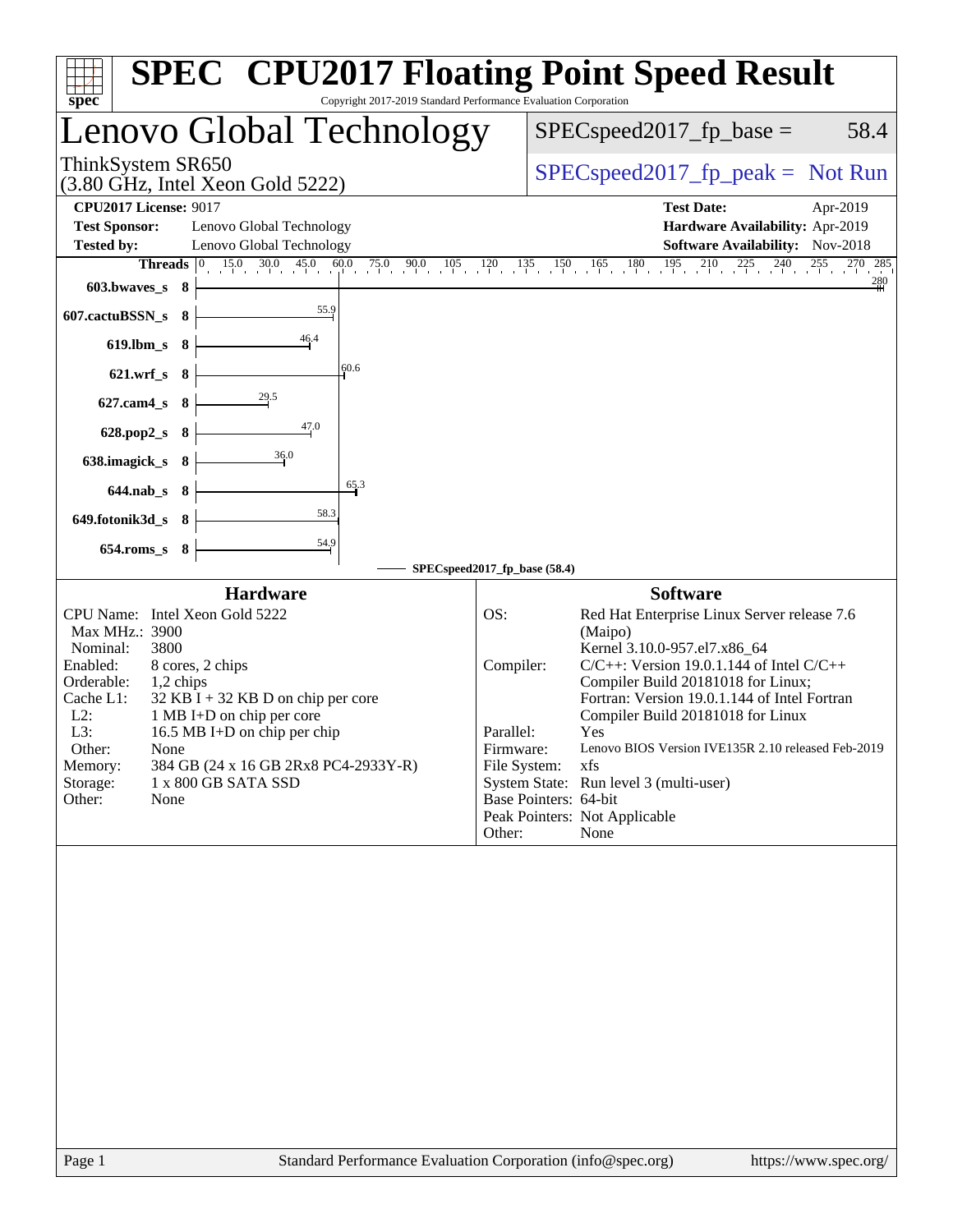# SPEC CPU2017 Floating Point Speed Result

Copyright 2017-2019 Standard Performance Evaluation Corporation

## Lenovo Global Technology

ThinkSystem SR650
(3.80 GHz, Intel Xeon Gold 5222)

SPECspeed2017_fp_base = 58.4

SPECspeed2017_fp_peak = Not Run

**CPU2017 License:** 9017
**Test Sponsor:** Lenovo Global Technology
**Tested by:** Lenovo Global Technology
**Test Date:** Apr-2019
**Hardware Availability:** Apr-2019
**Software Availability:** Nov-2018

| Benchmark | Threads | SPECspeed2017_fp_base (58.4) |
|---|---|---|
| 603.bwaves_s | 8 | 280 |
| 607.cactuBSSN_s | 8 | 55.9 |
| 619.lbm_s | 8 | 46.4 |
| 621.wrf_s | 8 | 60.6 |
| 627.cam4_s | 8 | 29.5 |
| 628.pop2_s | 8 | 47.0 |
| 638.imagick_s | 8 | 36.0 |
| 644.nab_s | 8 | 65.3 |
| 649.fotonik3d_s | 8 | 58.3 |
| 654.roms_s | 8 | 54.9 |

### Hardware

| | |
|---|---|
| CPU Name: | Intel Xeon Gold 5222 |
| Max MHz.: | 3900 |
| Nominal: | 3800 |
| Enabled: | 8 cores, 2 chips |
| Orderable: | 1,2 chips |
| Cache L1: | 32 KB I + 32 KB D on chip per core |
| L2: | 1 MB I+D on chip per core |
| L3: | 16.5 MB I+D on chip per chip |
| Other: | None |
| Memory: | 384 GB (24 x 16 GB 2Rx8 PC4-2933Y-R) |
| Storage: | 1 x 800 GB SATA SSD |
| Other: | None |

### Software

| | |
|---|---|
| OS: | Red Hat Enterprise Linux Server release 7.6 (Maipo) Kernel 3.10.0-957.el7.x86_64 |
| Compiler: | C/C++: Version 19.0.1.144 of Intel C/C++ Compiler Build 20181018 for Linux; Fortran: Version 19.0.1.144 of Intel Fortran Compiler Build 20181018 for Linux |
| Parallel: | Yes |
| Firmware: | Lenovo BIOS Version IVE135R 2.10 released Feb-2019 |
| File System: | xfs |
| System State: | Run level 3 (multi-user) |
| Base Pointers: | 64-bit |
| Peak Pointers: | Not Applicable |
| Other: | None |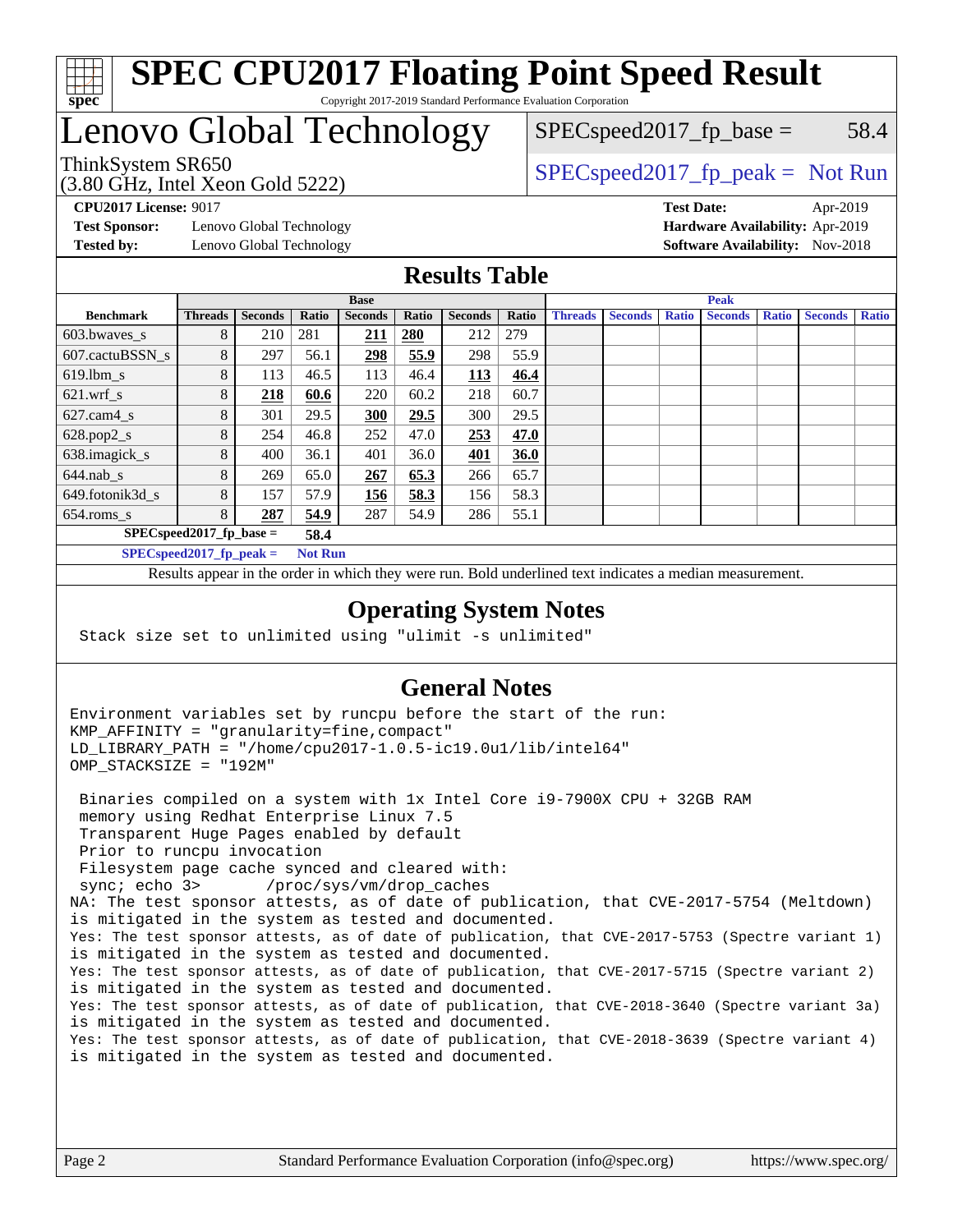# SPEC CPU2017 Floating Point Speed Result

Copyright 2017-2019 Standard Performance Evaluation Corporation

# Lenovo Global Technology

ThinkSystem SR650
(3.80 GHz, Intel Xeon Gold 5222)

SPECspeed2017_fp_base = 58.4

SPECspeed2017_fp_peak = Not Run

**CPU2017 License:** 9017
**Test Sponsor:** Lenovo Global Technology
**Tested by:** Lenovo Global Technology

**Test Date:** Apr-2019
**Hardware Availability:** Apr-2019
**Software Availability:** Nov-2018

## Results Table

| | Base | | | | | | | Peak | | | | | | |
|---|---|---|---|---|---|---|---|---|---|---|---|---|---|---|
| **Benchmark** | **Threads** | **Seconds** | **Ratio** | **Seconds** | **Ratio** | **Seconds** | **Ratio** | **Threads** | **Seconds** | **Ratio** | **Seconds** | **Ratio** | **Seconds** | **Ratio** |
| 603.bwaves_s | 8 | 210 | 281 | **211** | **280** | 212 | 279 | | | | | | | |
| 607.cactuBSSN_s | 8 | 297 | 56.1 | **298** | **55.9** | 298 | 55.9 | | | | | | | |
| 619.lbm_s | 8 | 113 | 46.5 | 113 | 46.4 | **113** | **46.4** | | | | | | | |
| 621.wrf_s | 8 | **218** | **60.6** | 220 | 60.2 | 218 | 60.7 | | | | | | | |
| 627.cam4_s | 8 | 301 | 29.5 | **300** | **29.5** | 300 | 29.5 | | | | | | | |
| 628.pop2_s | 8 | 254 | 46.8 | 252 | 47.0 | **253** | **47.0** | | | | | | | |
| 638.imagick_s | 8 | 400 | 36.1 | 401 | 36.0 | **401** | **36.0** | | | | | | | |
| 644.nab_s | 8 | 269 | 65.0 | **267** | **65.3** | 266 | 65.7 | | | | | | | |
| 649.fotonik3d_s | 8 | 157 | 57.9 | **156** | **58.3** | 156 | 58.3 | | | | | | | |
| 654.roms_s | 8 | **287** | **54.9** | 287 | 54.9 | 286 | 55.1 | | | | | | | |

**SPECspeed2017_fp_base =** **58.4**

**SPECspeed2017_fp_peak =** **Not Run**

Results appear in the order in which they were run. Bold underlined text indicates a median measurement.

## Operating System Notes

```
Stack size set to unlimited using "ulimit -s unlimited"
```

## General Notes

```
Environment variables set by runcpu before the start of the run:
KMP_AFFINITY = "granularity=fine,compact"
LD_LIBRARY_PATH = "/home/cpu2017-1.0.5-ic19.0u1/lib/intel64"
OMP_STACKSIZE = "192M"

 Binaries compiled on a system with 1x Intel Core i9-7900X CPU + 32GB RAM
 memory using Redhat Enterprise Linux 7.5
 Transparent Huge Pages enabled by default
 Prior to runcpu invocation
 Filesystem page cache synced and cleared with:
 sync; echo 3>       /proc/sys/vm/drop_caches
NA: The test sponsor attests, as of date of publication, that CVE-2017-5754 (Meltdown)
is mitigated in the system as tested and documented.
Yes: The test sponsor attests, as of date of publication, that CVE-2017-5753 (Spectre variant 1)
is mitigated in the system as tested and documented.
Yes: The test sponsor attests, as of date of publication, that CVE-2017-5715 (Spectre variant 2)
is mitigated in the system as tested and documented.
Yes: The test sponsor attests, as of date of publication, that CVE-2018-3640 (Spectre variant 3a)
is mitigated in the system as tested and documented.
Yes: The test sponsor attests, as of date of publication, that CVE-2018-3639 (Spectre variant 4)
is mitigated in the system as tested and documented.
```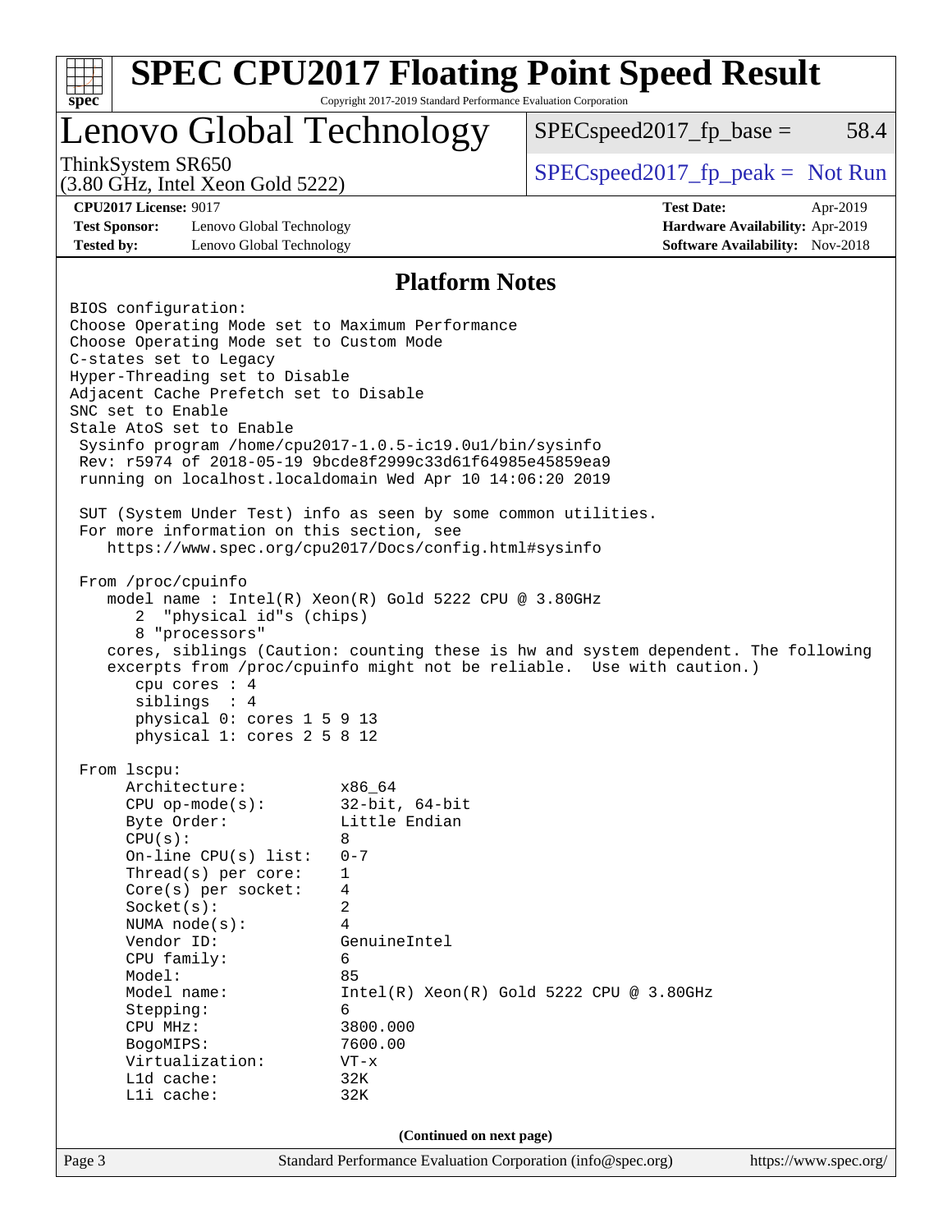## Platform Notes

```
BIOS configuration:
Choose Operating Mode set to Maximum Performance
Choose Operating Mode set to Custom Mode
C-states set to Legacy
Hyper-Threading set to Disable
Adjacent Cache Prefetch set to Disable
SNC set to Enable
Stale AtoS set to Enable
 Sysinfo program /home/cpu2017-1.0.5-ic19.0u1/bin/sysinfo
 Rev: r5974 of 2018-05-19 9bcde8f2999c33d61f64985e45859ea9
 running on localhost.localdomain Wed Apr 10 14:06:20 2019

 SUT (System Under Test) info as seen by some common utilities.
 For more information on this section, see
    https://www.spec.org/cpu2017/Docs/config.html#sysinfo

 From /proc/cpuinfo
    model name : Intel(R) Xeon(R) Gold 5222 CPU @ 3.80GHz
       2  "physical id"s (chips)
       8 "processors"
    cores, siblings (Caution: counting these is hw and system dependent. The following
    excerpts from /proc/cpuinfo might not be reliable.  Use with caution.)
       cpu cores : 4
       siblings  : 4
       physical 0: cores 1 5 9 13
       physical 1: cores 2 5 8 12

 From lscpu:
      Architecture:          x86_64
      CPU op-mode(s):        32-bit, 64-bit
      Byte Order:            Little Endian
      CPU(s):                8
      On-line CPU(s) list:   0-7
      Thread(s) per core:    1
      Core(s) per socket:    4
      Socket(s):             2
      NUMA node(s):          4
      Vendor ID:             GenuineIntel
      CPU family:            6
      Model:                 85
      Model name:            Intel(R) Xeon(R) Gold 5222 CPU @ 3.80GHz
      Stepping:              6
      CPU MHz:               3800.000
      BogoMIPS:              7600.00
      Virtualization:        VT-x
      L1d cache:             32K
      L1i cache:             32K
```

(Continued on next page)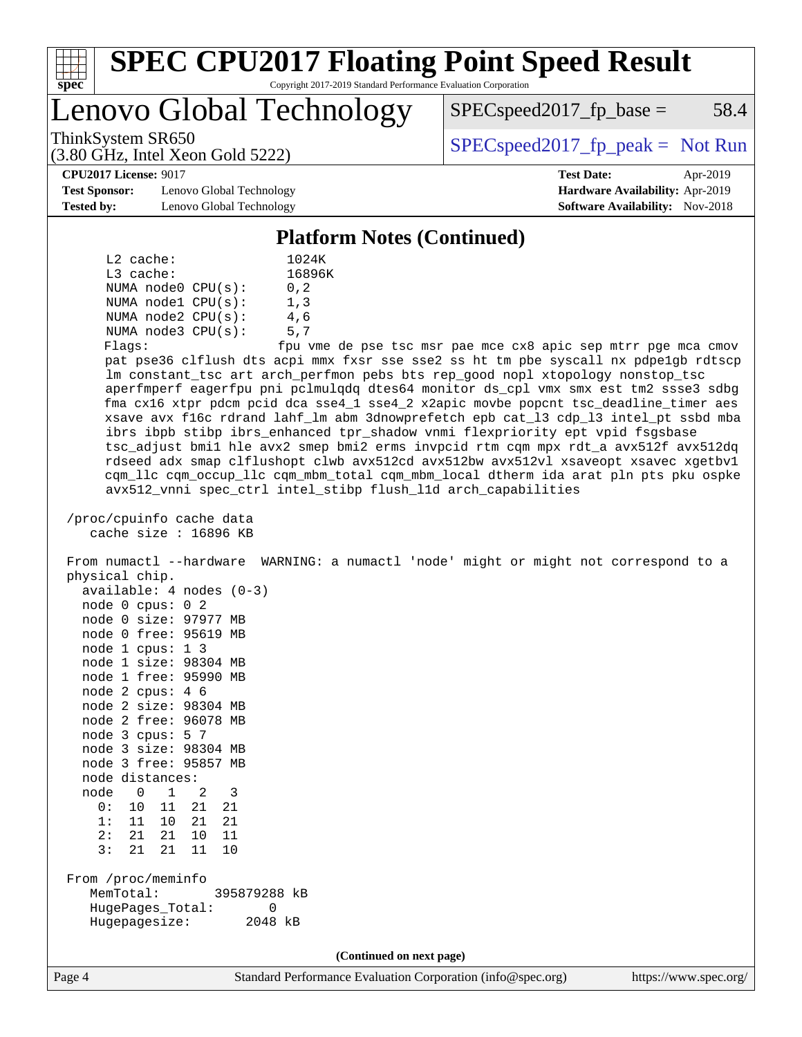# Lenovo Global Technology

ThinkSystem SR650
(3.80 GHz, Intel Xeon Gold 5222)

SPECspeed2017_fp_base = 58.4

SPECspeed2017_fp_peak = Not Run

**CPU2017 License:** 9017
**Test Sponsor:** Lenovo Global Technology
**Tested by:** Lenovo Global Technology

**Test Date:** Apr-2019
**Hardware Availability:** Apr-2019
**Software Availability:** Nov-2018

## Platform Notes (Continued)

```
    L2 cache:              1024K
    L3 cache:              16896K
    NUMA node0 CPU(s):     0,2
    NUMA node1 CPU(s):     1,3
    NUMA node2 CPU(s):     4,6
    NUMA node3 CPU(s):     5,7
    Flags:                 fpu vme de pse tsc msr pae mce cx8 apic sep mtrr pge mca cmov
    pat pse36 clflush dts acpi mmx fxsr sse sse2 ss ht tm pbe syscall nx pdpe1gb rdtscp
    lm constant_tsc art arch_perfmon pebs bts rep_good nopl xtopology nonstop_tsc
    aperfmperf eagerfpu pni pclmulqdq dtes64 monitor ds_cpl vmx smx est tm2 ssse3 sdbg
    fma cx16 xtpr pdcm pcid dca sse4_1 sse4_2 x2apic movbe popcnt tsc_deadline_timer aes
    xsave avx f16c rdrand lahf_lm abm 3dnowprefetch epb cat_l3 cdp_l3 intel_pt ssbd mba
    ibrs ibpb stibp ibrs_enhanced tpr_shadow vnmi flexpriority ept vpid fsgsbase
    tsc_adjust bmi1 hle avx2 smep bmi2 erms invpcid rtm cqm mpx rdt_a avx512f avx512dq
    rdseed adx smap clflushopt clwb avx512cd avx512bw avx512vl xsaveopt xsavec xgetbv1
    cqm_llc cqm_occup_llc cqm_mbm_total cqm_mbm_local dtherm ida arat pln pts pku ospke
    avx512_vnni spec_ctrl intel_stibp flush_l1d arch_capabilities

 /proc/cpuinfo cache data
    cache size : 16896 KB

 From numactl --hardware  WARNING: a numactl 'node' might or might not correspond to a
 physical chip.
   available: 4 nodes (0-3)
   node 0 cpus: 0 2
   node 0 size: 97977 MB
   node 0 free: 95619 MB
   node 1 cpus: 1 3
   node 1 size: 98304 MB
   node 1 free: 95990 MB
   node 2 cpus: 4 6
   node 2 size: 98304 MB
   node 2 free: 96078 MB
   node 3 cpus: 5 7
   node 3 size: 98304 MB
   node 3 free: 95857 MB
   node distances:
   node   0   1   2   3
     0:  10  11  21  21
     1:  11  10  21  21
     2:  21  21  10  11
     3:  21  21  11  10

 From /proc/meminfo
    MemTotal:       395879288 kB
    HugePages_Total:       0
    Hugepagesize:       2048 kB
```

(Continued on next page)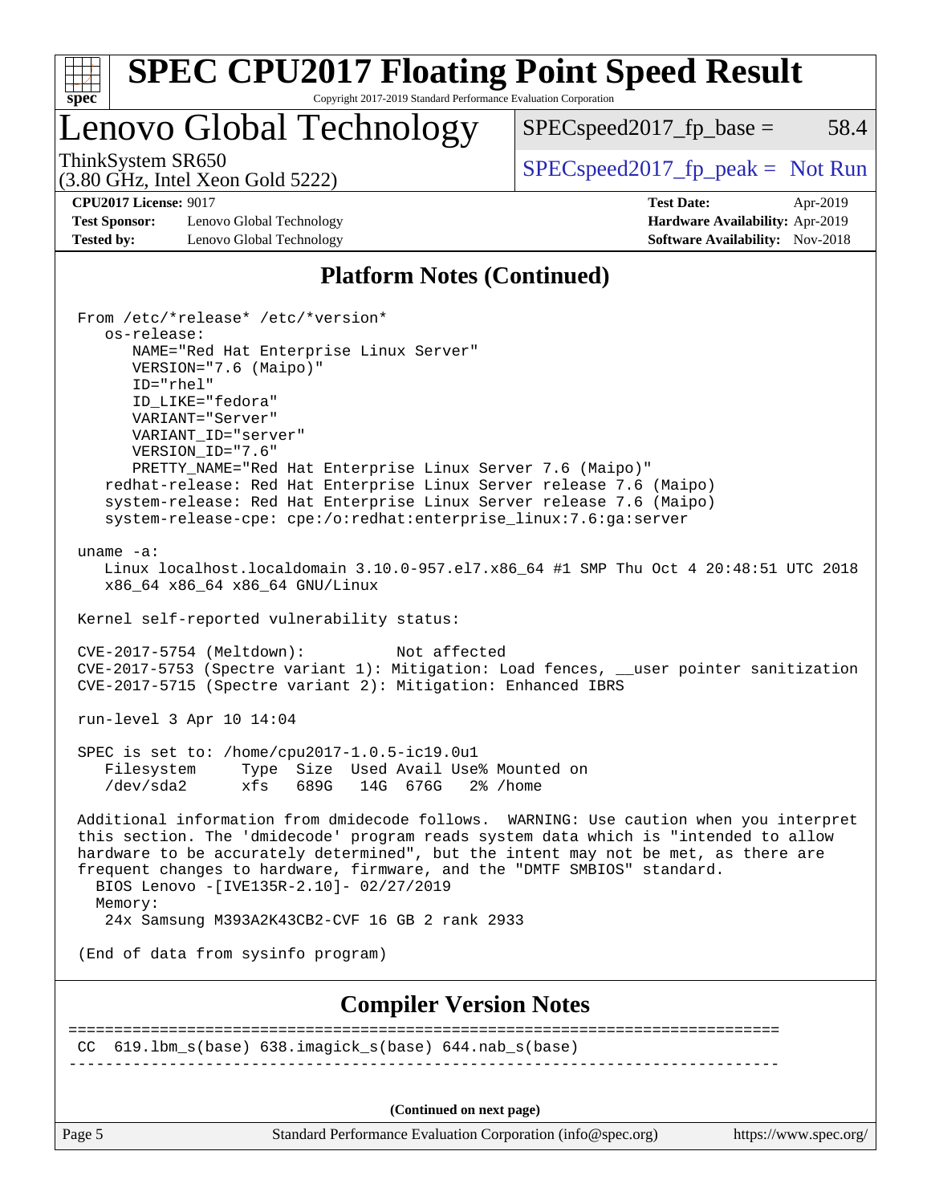## Platform Notes (Continued)

```
From /etc/*release* /etc/*version*
   os-release:
      NAME="Red Hat Enterprise Linux Server"
      VERSION="7.6 (Maipo)"
      ID="rhel"
      ID_LIKE="fedora"
      VARIANT="Server"
      VARIANT_ID="server"
      VERSION_ID="7.6"
      PRETTY_NAME="Red Hat Enterprise Linux Server 7.6 (Maipo)"
   redhat-release: Red Hat Enterprise Linux Server release 7.6 (Maipo)
   system-release: Red Hat Enterprise Linux Server release 7.6 (Maipo)
   system-release-cpe: cpe:/o:redhat:enterprise_linux:7.6:ga:server

uname -a:
   Linux localhost.localdomain 3.10.0-957.el7.x86_64 #1 SMP Thu Oct 4 20:48:51 UTC 2018
   x86_64 x86_64 x86_64 GNU/Linux

Kernel self-reported vulnerability status:

CVE-2017-5754 (Meltdown):          Not affected
CVE-2017-5753 (Spectre variant 1): Mitigation: Load fences, __user pointer sanitization
CVE-2017-5715 (Spectre variant 2): Mitigation: Enhanced IBRS

run-level 3 Apr 10 14:04

SPEC is set to: /home/cpu2017-1.0.5-ic19.0u1
   Filesystem     Type  Size  Used Avail Use% Mounted on
   /dev/sda2      xfs   689G   14G  676G   2% /home

Additional information from dmidecode follows.  WARNING: Use caution when you interpret
this section. The 'dmidecode' program reads system data which is "intended to allow
hardware to be accurately determined", but the intent may not be met, as there are
frequent changes to hardware, firmware, and the "DMTF SMBIOS" standard.
  BIOS Lenovo -[IVE135R-2.10]- 02/27/2019
  Memory:
   24x Samsung M393A2K43CB2-CVF 16 GB 2 rank 2933

(End of data from sysinfo program)
```

## Compiler Version Notes

```
==============================================================================
CC  619.lbm_s(base) 638.imagick_s(base) 644.nab_s(base)
------------------------------------------------------------------------------
```

(Continued on next page)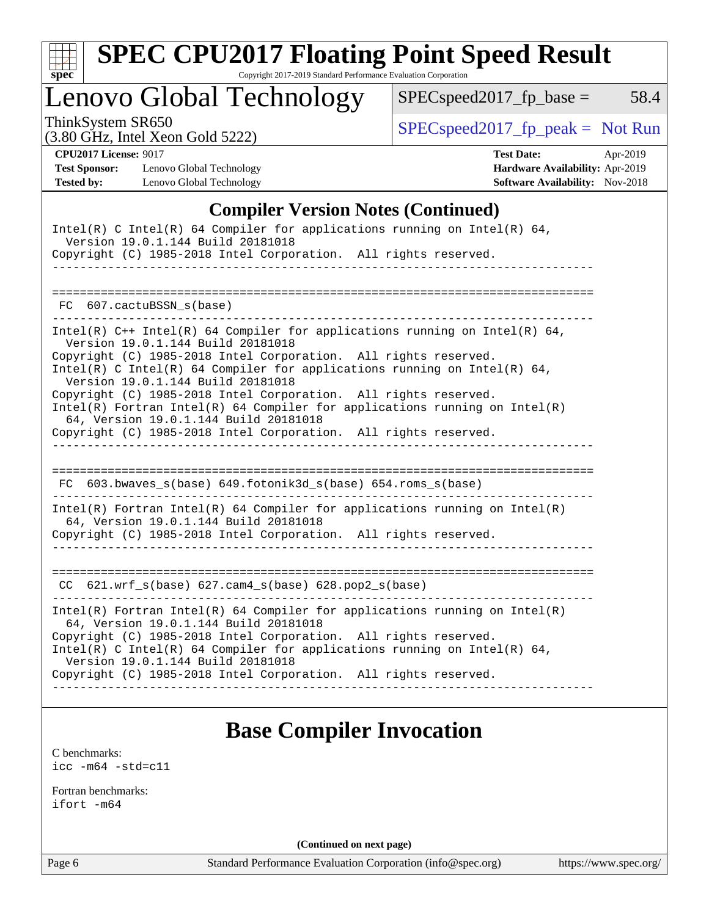## Compiler Version Notes (Continued)

```
Intel(R) C Intel(R) 64 Compiler for applications running on Intel(R) 64,
  Version 19.0.1.144 Build 20181018
Copyright (C) 1985-2018 Intel Corporation.  All rights reserved.
------------------------------------------------------------------------------

==============================================================================
 FC  607.cactuBSSN_s(base)
------------------------------------------------------------------------------
Intel(R) C++ Intel(R) 64 Compiler for applications running on Intel(R) 64,
  Version 19.0.1.144 Build 20181018
Copyright (C) 1985-2018 Intel Corporation.  All rights reserved.
Intel(R) C Intel(R) 64 Compiler for applications running on Intel(R) 64,
  Version 19.0.1.144 Build 20181018
Copyright (C) 1985-2018 Intel Corporation.  All rights reserved.
Intel(R) Fortran Intel(R) 64 Compiler for applications running on Intel(R)
  64, Version 19.0.1.144 Build 20181018
Copyright (C) 1985-2018 Intel Corporation.  All rights reserved.
------------------------------------------------------------------------------

==============================================================================
 FC  603.bwaves_s(base) 649.fotonik3d_s(base) 654.roms_s(base)
------------------------------------------------------------------------------
Intel(R) Fortran Intel(R) 64 Compiler for applications running on Intel(R)
  64, Version 19.0.1.144 Build 20181018
Copyright (C) 1985-2018 Intel Corporation.  All rights reserved.
------------------------------------------------------------------------------

==============================================================================
 CC  621.wrf_s(base) 627.cam4_s(base) 628.pop2_s(base)
------------------------------------------------------------------------------
Intel(R) Fortran Intel(R) 64 Compiler for applications running on Intel(R)
  64, Version 19.0.1.144 Build 20181018
Copyright (C) 1985-2018 Intel Corporation.  All rights reserved.
Intel(R) C Intel(R) 64 Compiler for applications running on Intel(R) 64,
  Version 19.0.1.144 Build 20181018
Copyright (C) 1985-2018 Intel Corporation.  All rights reserved.
------------------------------------------------------------------------------
```

## Base Compiler Invocation

C benchmarks:
icc -m64 -std=c11

Fortran benchmarks:
ifort -m64

**(Continued on next page)**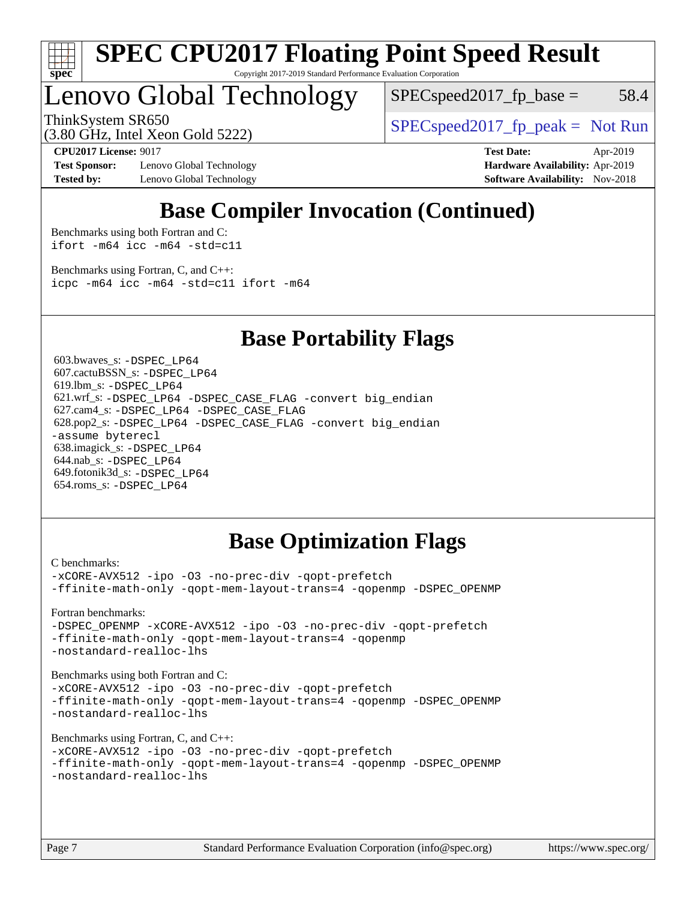# Base Compiler Invocation (Continued)

Benchmarks using both Fortran and C:

```
ifort -m64 icc -m64 -std=c11
```

Benchmarks using Fortran, C, and C++:

```
icpc -m64 icc -m64 -std=c11 ifort -m64
```

# Base Portability Flags

603.bwaves_s: `-DSPEC_LP64`
607.cactuBSSN_s: `-DSPEC_LP64`
619.lbm_s: `-DSPEC_LP64`
621.wrf_s: `-DSPEC_LP64 -DSPEC_CASE_FLAG -convert big_endian`
627.cam4_s: `-DSPEC_LP64 -DSPEC_CASE_FLAG`
628.pop2_s: `-DSPEC_LP64 -DSPEC_CASE_FLAG -convert big_endian -assume byterecl`
638.imagick_s: `-DSPEC_LP64`
644.nab_s: `-DSPEC_LP64`
649.fotonik3d_s: `-DSPEC_LP64`
654.roms_s: `-DSPEC_LP64`

# Base Optimization Flags

C benchmarks:

```
-xCORE-AVX512 -ipo -O3 -no-prec-div -qopt-prefetch
-ffinite-math-only -qopt-mem-layout-trans=4 -qopenmp -DSPEC_OPENMP
```

Fortran benchmarks:

```
-DSPEC_OPENMP -xCORE-AVX512 -ipo -O3 -no-prec-div -qopt-prefetch
-ffinite-math-only -qopt-mem-layout-trans=4 -qopenmp
-nostandard-realloc-lhs
```

Benchmarks using both Fortran and C:

```
-xCORE-AVX512 -ipo -O3 -no-prec-div -qopt-prefetch
-ffinite-math-only -qopt-mem-layout-trans=4 -qopenmp -DSPEC_OPENMP
-nostandard-realloc-lhs
```

Benchmarks using Fortran, C, and C++:

```
-xCORE-AVX512 -ipo -O3 -no-prec-div -qopt-prefetch
-ffinite-math-only -qopt-mem-layout-trans=4 -qopenmp -DSPEC_OPENMP
-nostandard-realloc-lhs
```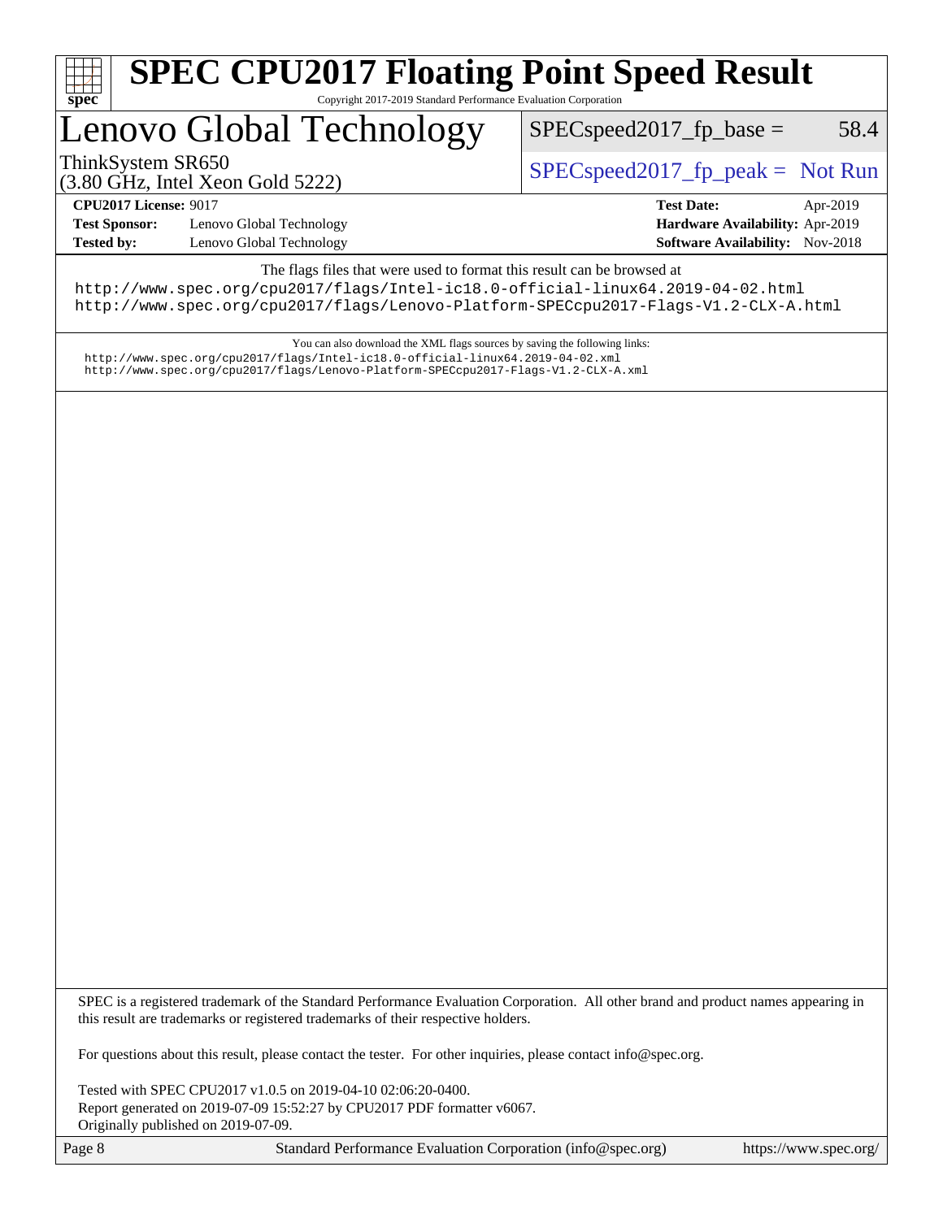The flags files that were used to format this result can be browsed at
http://www.spec.org/cpu2017/flags/Intel-ic18.0-official-linux64.2019-04-02.html
http://www.spec.org/cpu2017/flags/Lenovo-Platform-SPECcpu2017-Flags-V1.2-CLX-A.html

You can also download the XML flags sources by saving the following links:
http://www.spec.org/cpu2017/flags/Intel-ic18.0-official-linux64.2019-04-02.xml
http://www.spec.org/cpu2017/flags/Lenovo-Platform-SPECcpu2017-Flags-V1.2-CLX-A.xml

SPEC is a registered trademark of the Standard Performance Evaluation Corporation. All other brand and product names appearing in this result are trademarks or registered trademarks of their respective holders.

For questions about this result, please contact the tester. For other inquiries, please contact info@spec.org.

Tested with SPEC CPU2017 v1.0.5 on 2019-04-10 02:06:20-0400.
Report generated on 2019-07-09 15:52:27 by CPU2017 PDF formatter v6067.
Originally published on 2019-07-09.